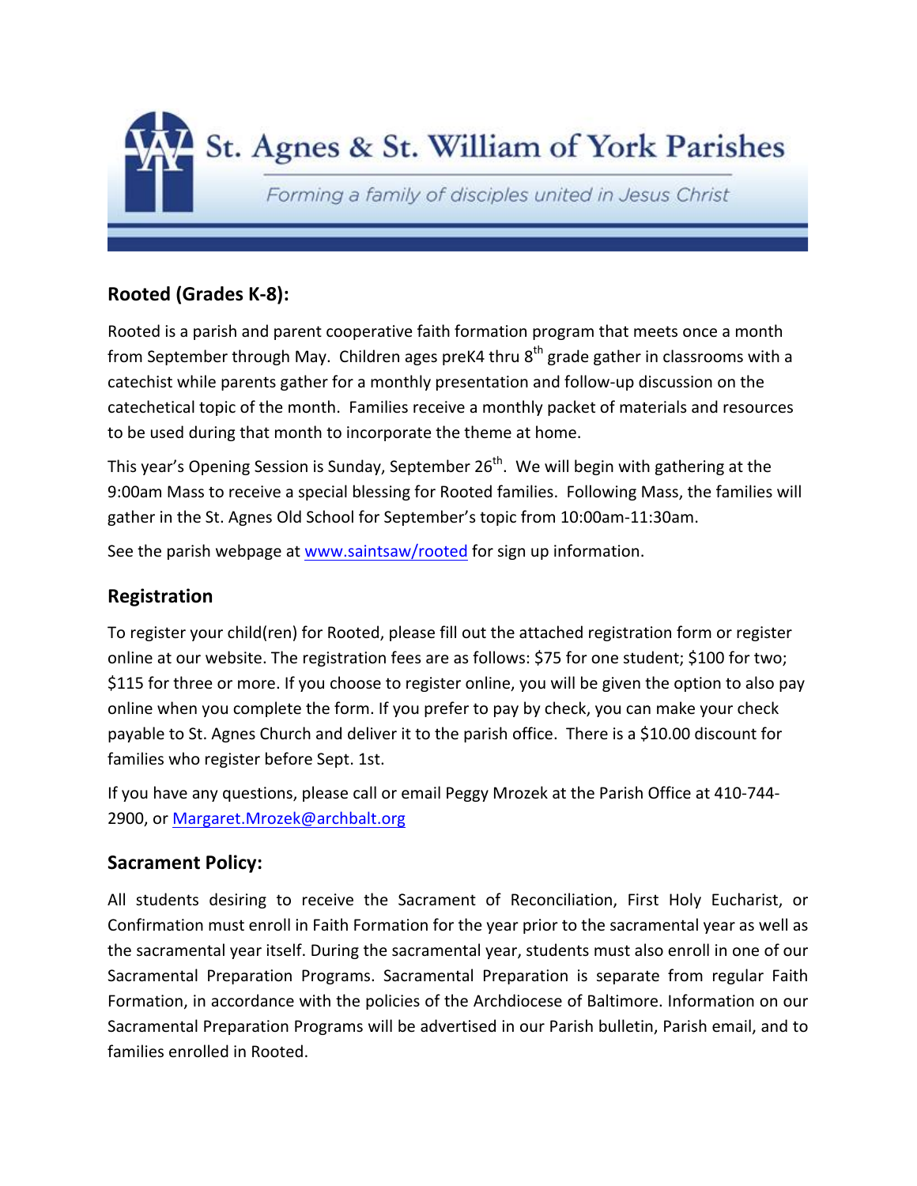St. Agnes & St. William of York Parishes

*Forming a family of disciples united in Jesus Christ*

## Rooted (Grades K-8):

Rooted is a parish and parent cooperative faith formation program that meets once a month from September through May. Children ages preK4 thru 8th grade gather in classrooms with a catechist while parents gather for a monthly presentation and follow-up discussion on the catechetical topic of the month. Families receive a monthly packet of materials and resources to be used during that month to incorporate the theme at home.

This year's Opening Session is Sunday, September 26th. We will begin with gathering at the 9:00am Mass to receive a special blessing for Rooted families. Following Mass, the families will gather in the St. Agnes Old School for September's topic from 10:00am-11:30am.

See the parish webpage at www.saintsaw/rooted for sign up information.

## Registration

To register your child(ren) for Rooted, please fill out the attached registration form or register online at our website. The registration fees are as follows: $75 for one student; $100 for two; $115 for three or more. If you choose to register online, you will be given the option to also pay online when you complete the form. If you prefer to pay by check, you can make your check payable to St. Agnes Church and deliver it to the parish office. There is a $10.00 discount for families who register before Sept. 1st.

If you have any questions, please call or email Peggy Mrozek at the Parish Office at 410-744-2900, or Margaret.Mrozek@archbalt.org

## Sacrament Policy:

All students desiring to receive the Sacrament of Reconciliation, First Holy Eucharist, or Confirmation must enroll in Faith Formation for the year prior to the sacramental year as well as the sacramental year itself. During the sacramental year, students must also enroll in one of our Sacramental Preparation Programs. Sacramental Preparation is separate from regular Faith Formation, in accordance with the policies of the Archdiocese of Baltimore. Information on our Sacramental Preparation Programs will be advertised in our Parish bulletin, Parish email, and to families enrolled in Rooted.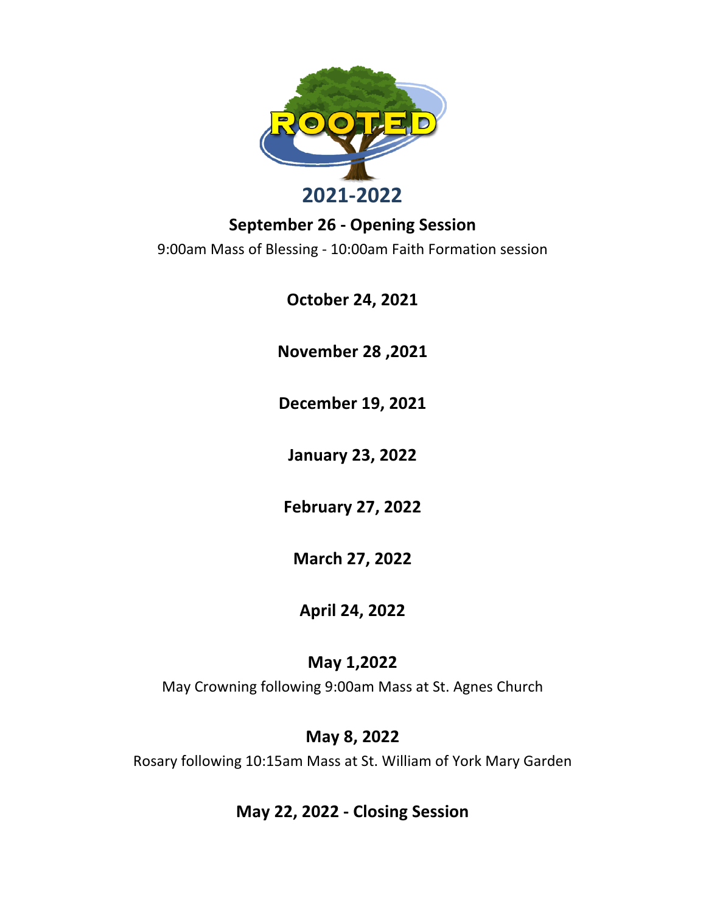# ROOTED

## 2021-2022

**September 26 - Opening Session**

9:00am Mass of Blessing - 10:00am Faith Formation session

**October 24, 2021**

**November 28 ,2021**

**December 19, 2021**

**January 23, 2022**

**February 27, 2022**

**March 27, 2022**

**April 24, 2022**

**May 1,2022**

May Crowning following 9:00am Mass at St. Agnes Church

**May 8, 2022**

Rosary following 10:15am Mass at St. William of York Mary Garden

**May 22, 2022 - Closing Session**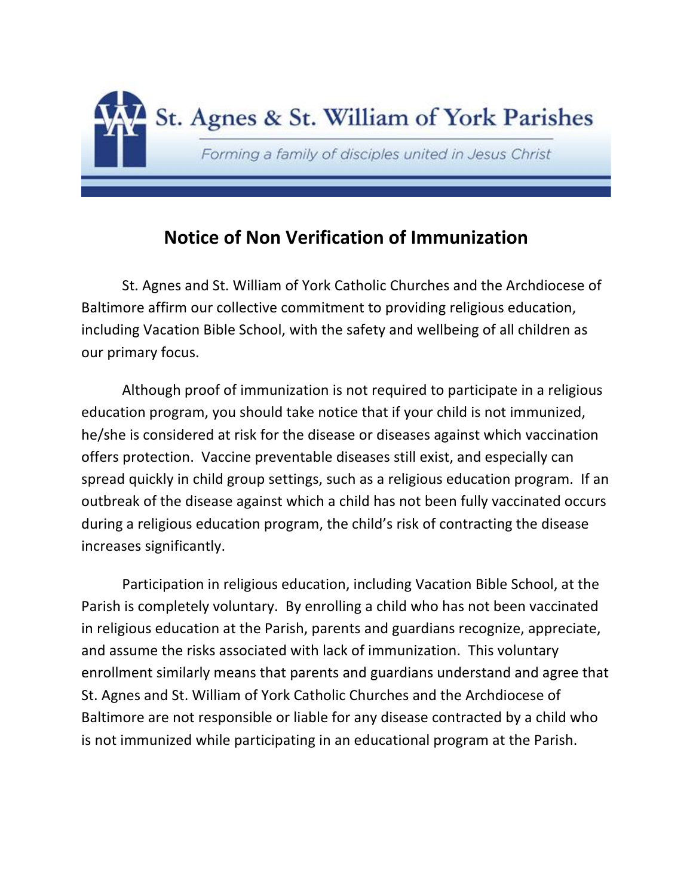St. Agnes & St. William of York Parishes

*Forming a family of disciples united in Jesus Christ*

# Notice of Non Verification of Immunization

St. Agnes and St. William of York Catholic Churches and the Archdiocese of Baltimore affirm our collective commitment to providing religious education, including Vacation Bible School, with the safety and wellbeing of all children as our primary focus.

Although proof of immunization is not required to participate in a religious education program, you should take notice that if your child is not immunized, he/she is considered at risk for the disease or diseases against which vaccination offers protection. Vaccine preventable diseases still exist, and especially can spread quickly in child group settings, such as a religious education program. If an outbreak of the disease against which a child has not been fully vaccinated occurs during a religious education program, the child's risk of contracting the disease increases significantly.

Participation in religious education, including Vacation Bible School, at the Parish is completely voluntary. By enrolling a child who has not been vaccinated in religious education at the Parish, parents and guardians recognize, appreciate, and assume the risks associated with lack of immunization. This voluntary enrollment similarly means that parents and guardians understand and agree that St. Agnes and St. William of York Catholic Churches and the Archdiocese of Baltimore are not responsible or liable for any disease contracted by a child who is not immunized while participating in an educational program at the Parish.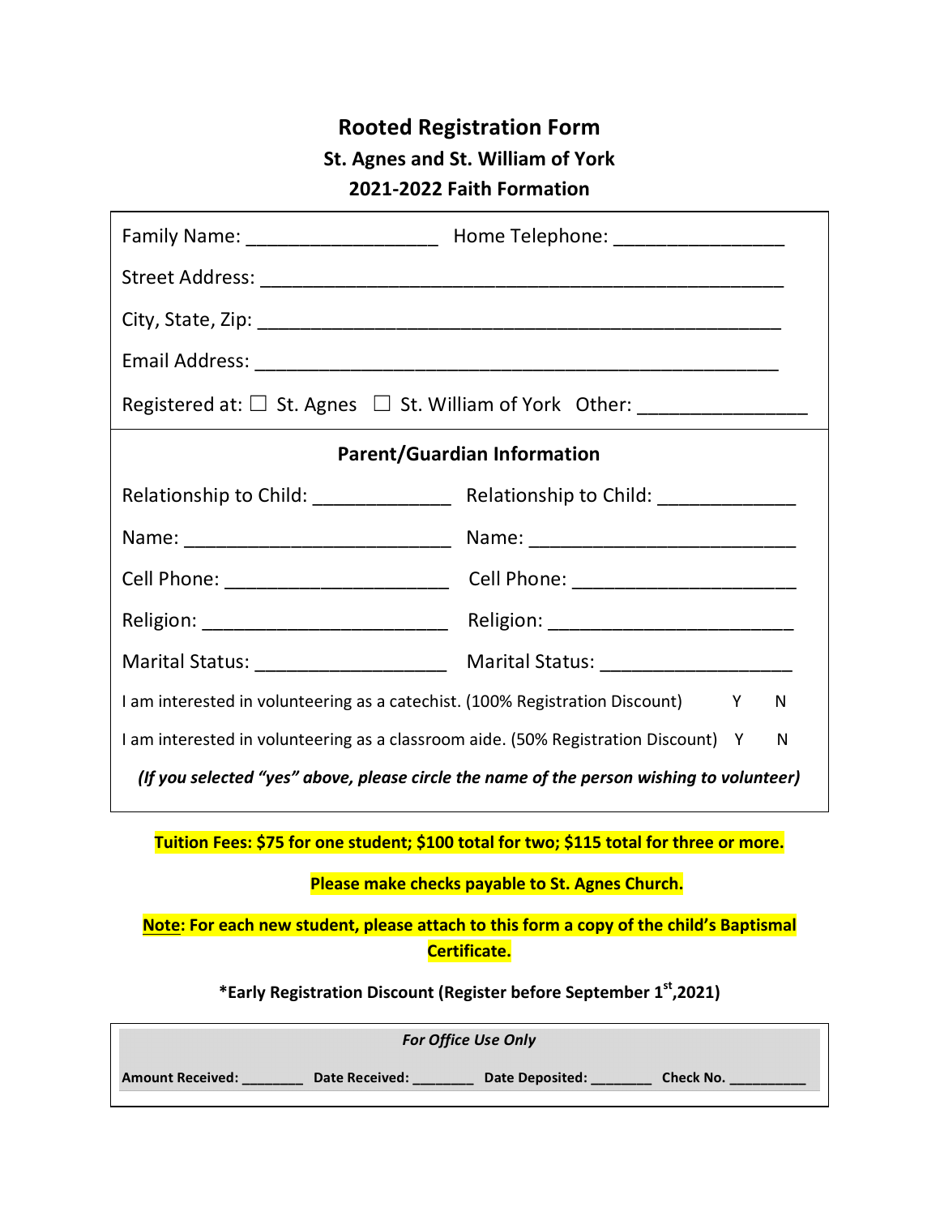# Rooted Registration Form

## St. Agnes and St. William of York

## 2021-2022 Faith Formation

Family Name: ___________________ Home Telephone: _________________

Street Address: ____________________________________________________

City, State, Zip: ____________________________________________________

Email Address: ____________________________________________________

Registered at: ☐ St. Agnes ☐ St. William of York Other: _________________

### Parent/Guardian Information

| | |
|---|---|
| Relationship to Child: ______________ | Relationship to Child: ______________ |
| Name: __________________________ | Name: __________________________ |
| Cell Phone: ______________________ | Cell Phone: ______________________ |
| Religion: ________________________ | Religion: ________________________ |
| Marital Status: ___________________ | Marital Status: ___________________ |

I am interested in volunteering as a catechist. (100% Registration Discount) Y N

I am interested in volunteering as a classroom aide. (50% Registration Discount) Y N

*(If you selected "yes" above, please circle the name of the person wishing to volunteer)*

**Tuition Fees: $75 for one student; $100 total for two; $115 total for three or more.**

**Please make checks payable to St. Agnes Church.**

**Note: For each new student, please attach to this form a copy of the child's Baptismal Certificate.**

**\*Early Registration Discount (Register before September 1st,2021)**

*For Office Use Only*

**Amount Received:** ________ **Date Received:** ________ **Date Deposited:** ________ **Check No.** __________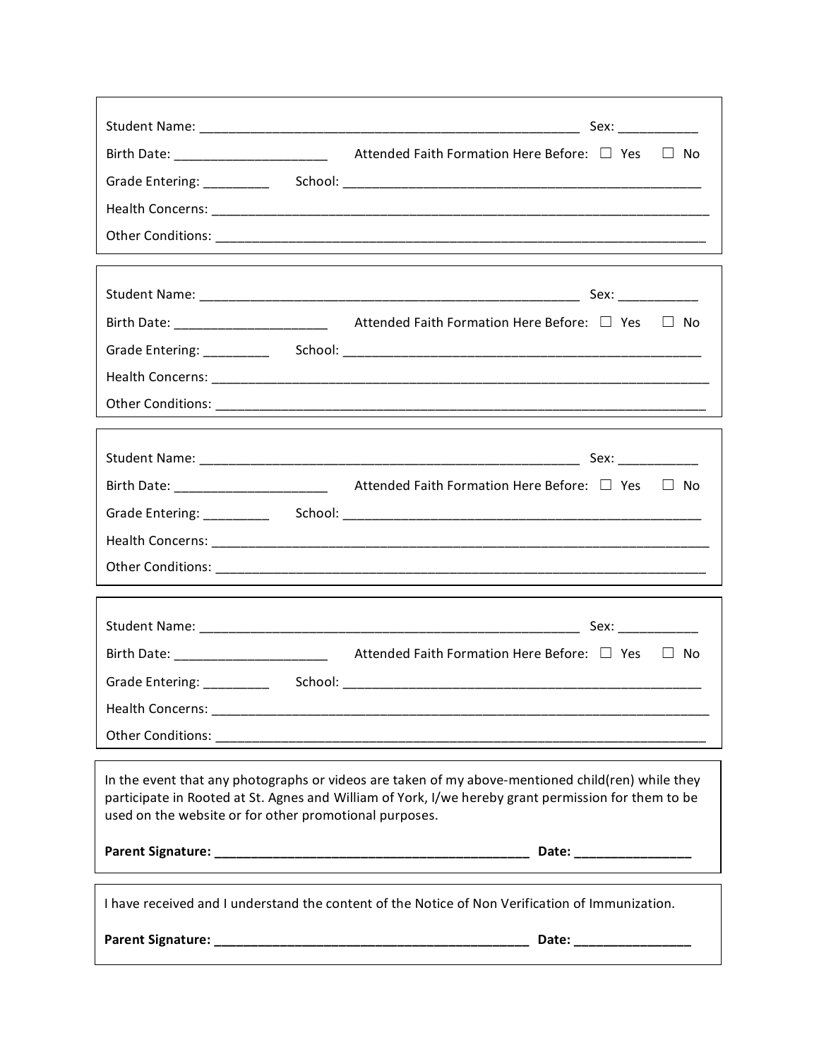Student Name: ______________________________________________________ Sex: ___________

Birth Date: ______________________ Attended Faith Formation Here Before: ☐ Yes ☐ No

Grade Entering: _________ School: ___________________________________________________

Health Concerns: __________________________________________________________________________

Other Conditions: _________________________________________________________________________

---

Student Name: ______________________________________________________ Sex: ___________

Birth Date: ______________________ Attended Faith Formation Here Before: ☐ Yes ☐ No

Grade Entering: _________ School: ___________________________________________________

Health Concerns: __________________________________________________________________________

Other Conditions: _________________________________________________________________________

---

Student Name: ______________________________________________________ Sex: ___________

Birth Date: ______________________ Attended Faith Formation Here Before: ☐ Yes ☐ No

Grade Entering: _________ School: ___________________________________________________

Health Concerns: __________________________________________________________________________

Other Conditions: _________________________________________________________________________

---

Student Name: ______________________________________________________ Sex: ___________

Birth Date: ______________________ Attended Faith Formation Here Before: ☐ Yes ☐ No

Grade Entering: _________ School: ___________________________________________________

Health Concerns: __________________________________________________________________________

Other Conditions: _________________________________________________________________________

---

In the event that any photographs or videos are taken of my above-mentioned child(ren) while they participate in Rooted at St. Agnes and William of York, I/we hereby grant permission for them to be used on the website or for other promotional purposes.

**Parent Signature: _____________________________________________ Date: ________________**

---

I have received and I understand the content of the Notice of Non Verification of Immunization.

**Parent Signature: _____________________________________________ Date: ________________**